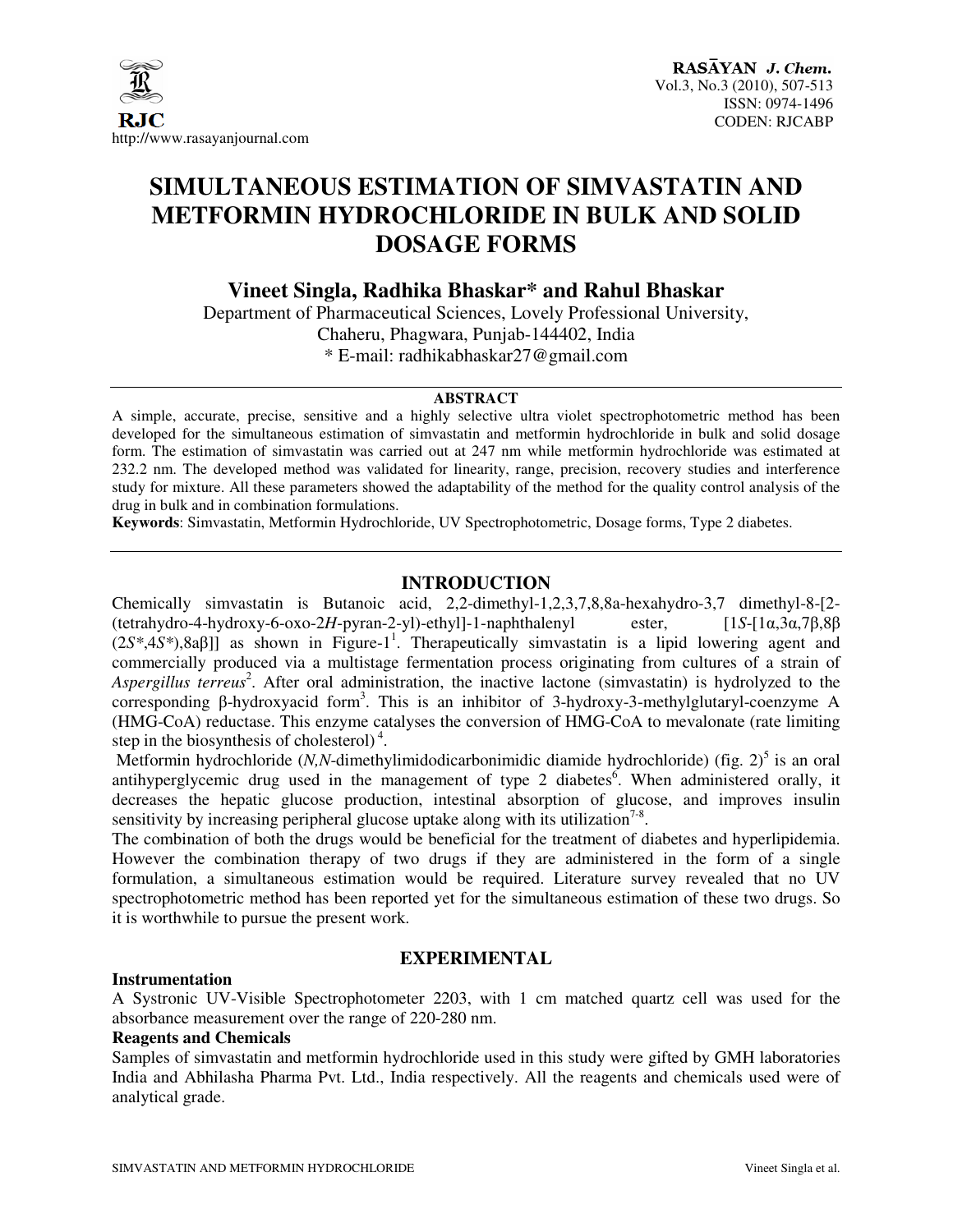# SIMULTANEOUS ESTIMATION OF SIMVASTATIN AND METFORMIN HYDROCHLORIDE IN BULK AND SOLID DOSAGE FORMS

**Vineet Singla, Radhika Bhaskar* and Rahul Bhaskar**

Department of Pharmaceutical Sciences, Lovely Professional University, Chaheru, Phagwara, Punjab-144402, India

* E-mail: radhikabhaskar27@gmail.com

## ABSTRACT

A simple, accurate, precise, sensitive and a highly selective ultra violet spectrophotometric method has been developed for the simultaneous estimation of simvastatin and metformin hydrochloride in bulk and solid dosage form. The estimation of simvastatin was carried out at 247 nm while metformin hydrochloride was estimated at 232.2 nm. The developed method was validated for linearity, range, precision, recovery studies and interference study for mixture. All these parameters showed the adaptability of the method for the quality control analysis of the drug in bulk and in combination formulations.

**Keywords**: Simvastatin, Metformin Hydrochloride, UV Spectrophotometric, Dosage forms, Type 2 diabetes.

## INTRODUCTION

Chemically simvastatin is Butanoic acid, 2,2-dimethyl-1,2,3,7,8,8a-hexahydro-3,7 dimethyl-8-[2-(tetrahydro-4-hydroxy-6-oxo-2*H*-pyran-2-yl)-ethyl]-1-naphthalenyl ester, [1*S*-[1α,3α,7β,8β (2*S**,4*S**),8aβ]] as shown in Figure-1[1]. Therapeutically simvastatin is a lipid lowering agent and commercially produced via a multistage fermentation process originating from cultures of a strain of *Aspergillus terreus*[2]. After oral administration, the inactive lactone (simvastatin) is hydrolyzed to the corresponding β-hydroxyacid form[3]. This is an inhibitor of 3-hydroxy-3-methylglutaryl-coenzyme A (HMG-CoA) reductase. This enzyme catalyses the conversion of HMG-CoA to mevalonate (rate limiting step in the biosynthesis of cholesterol)[4].

Metformin hydrochloride (*N,N*-dimethylimidodicarbonimidic diamide hydrochloride) (fig. 2)[5] is an oral antihyperglycemic drug used in the management of type 2 diabetes[6]. When administered orally, it decreases the hepatic glucose production, intestinal absorption of glucose, and improves insulin sensitivity by increasing peripheral glucose uptake along with its utilization[7-8].

The combination of both the drugs would be beneficial for the treatment of diabetes and hyperlipidemia. However the combination therapy of two drugs if they are administered in the form of a single formulation, a simultaneous estimation would be required. Literature survey revealed that no UV spectrophotometric method has been reported yet for the simultaneous estimation of these two drugs. So it is worthwhile to pursue the present work.

## EXPERIMENTAL

### Instrumentation

A Systronic UV-Visible Spectrophotometer 2203, with 1 cm matched quartz cell was used for the absorbance measurement over the range of 220-280 nm.

### Reagents and Chemicals

Samples of simvastatin and metformin hydrochloride used in this study were gifted by GMH laboratories India and Abhilasha Pharma Pvt. Ltd., India respectively. All the reagents and chemicals used were of analytical grade.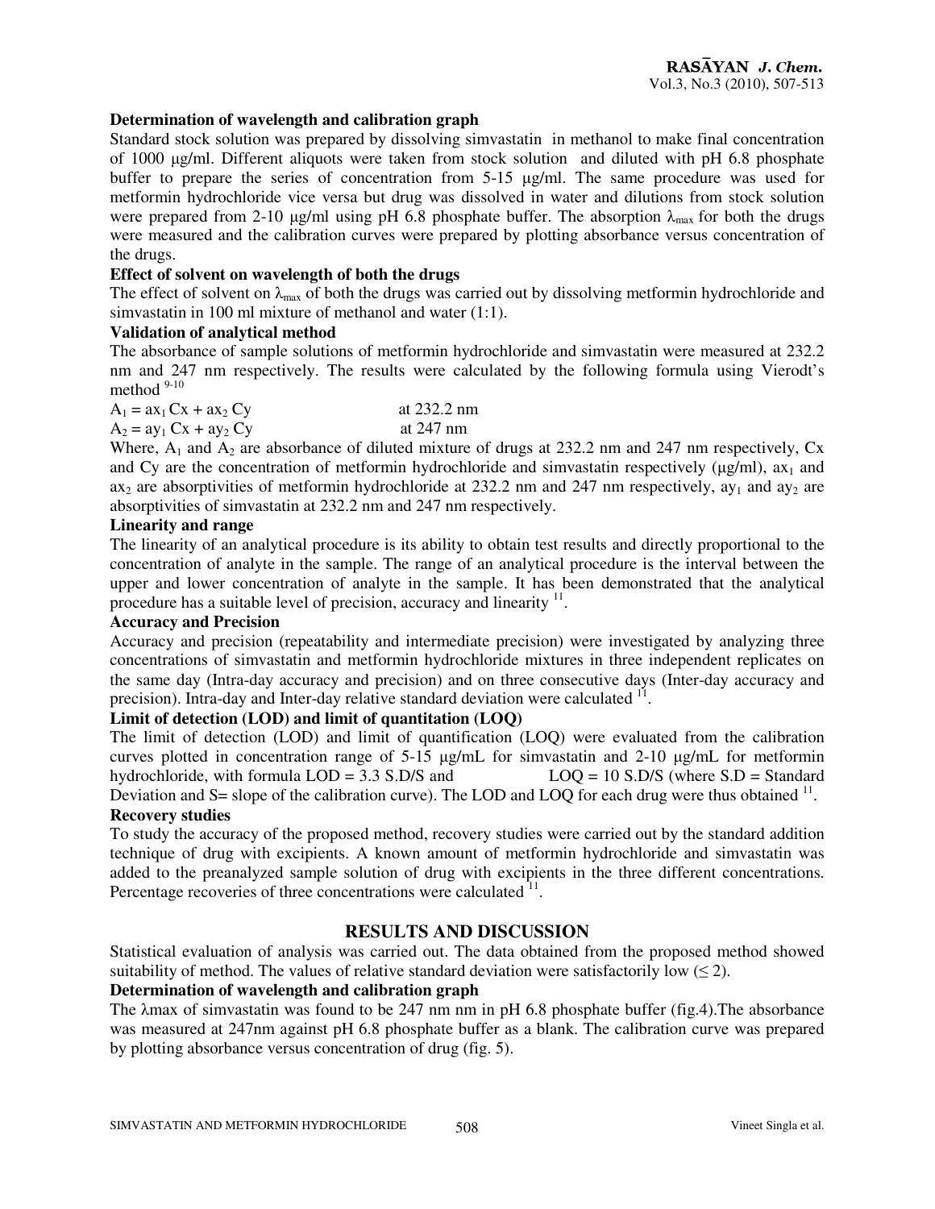**Determination of wavelength and calibration graph**

Standard stock solution was prepared by dissolving simvastatin in methanol to make final concentration of 1000 µg/ml. Different aliquots were taken from stock solution and diluted with pH 6.8 phosphate buffer to prepare the series of concentration from 5-15 µg/ml. The same procedure was used for metformin hydrochloride vice versa but drug was dissolved in water and dilutions from stock solution were prepared from 2-10 µg/ml using pH 6.8 phosphate buffer. The absorption $\lambda_{max}$ for both the drugs were measured and the calibration curves were prepared by plotting absorbance versus concentration of the drugs.

**Effect of solvent on wavelength of both the drugs**

The effect of solvent on $\lambda_{max}$ of both the drugs was carried out by dissolving metformin hydrochloride and simvastatin in 100 ml mixture of methanol and water (1:1).

**Validation of analytical method**

The absorbance of sample solutions of metformin hydrochloride and simvastatin were measured at 232.2 nm and 247 nm respectively. The results were calculated by the following formula using Vierodt's method [9-10]

$A_1 = ax_1 \, Cx + ax_2 \, Cy$ at 232.2 nm

$A_2 = ay_1 \, Cx + ay_2 \, Cy$ at 247 nm

Where, $A_1$ and $A_2$ are absorbance of diluted mixture of drugs at 232.2 nm and 247 nm respectively, Cx and Cy are the concentration of metformin hydrochloride and simvastatin respectively (µg/ml), $ax_1$ and $ax_2$ are absorptivities of metformin hydrochloride at 232.2 nm and 247 nm respectively, $ay_1$ and $ay_2$ are absorptivities of simvastatin at 232.2 nm and 247 nm respectively.

**Linearity and range**

The linearity of an analytical procedure is its ability to obtain test results and directly proportional to the concentration of analyte in the sample. The range of an analytical procedure is the interval between the upper and lower concentration of analyte in the sample. It has been demonstrated that the analytical procedure has a suitable level of precision, accuracy and linearity [11].

**Accuracy and Precision**

Accuracy and precision (repeatability and intermediate precision) were investigated by analyzing three concentrations of simvastatin and metformin hydrochloride mixtures in three independent replicates on the same day (Intra-day accuracy and precision) and on three consecutive days (Inter-day accuracy and precision). Intra-day and Inter-day relative standard deviation were calculated [11].

**Limit of detection (LOD) and limit of quantitation (LOQ)**

The limit of detection (LOD) and limit of quantification (LOQ) were evaluated from the calibration curves plotted in concentration range of 5-15 µg/mL for simvastatin and 2-10 µg/mL for metformin hydrochloride, with formula LOD = 3.3 S.D/S and LOQ = 10 S.D/S (where S.D = Standard Deviation and S= slope of the calibration curve). The LOD and LOQ for each drug were thus obtained [11].

**Recovery studies**

To study the accuracy of the proposed method, recovery studies were carried out by the standard addition technique of drug with excipients. A known amount of metformin hydrochloride and simvastatin was added to the preanalyzed sample solution of drug with excipients in the three different concentrations. Percentage recoveries of three concentrations were calculated [11].

## RESULTS AND DISCUSSION

Statistical evaluation of analysis was carried out. The data obtained from the proposed method showed suitability of method. The values of relative standard deviation were satisfactorily low (≤ 2).

**Determination of wavelength and calibration graph**

The λmax of simvastatin was found to be 247 nm nm in pH 6.8 phosphate buffer (fig.4).The absorbance was measured at 247nm against pH 6.8 phosphate buffer as a blank. The calibration curve was prepared by plotting absorbance versus concentration of drug (fig. 5).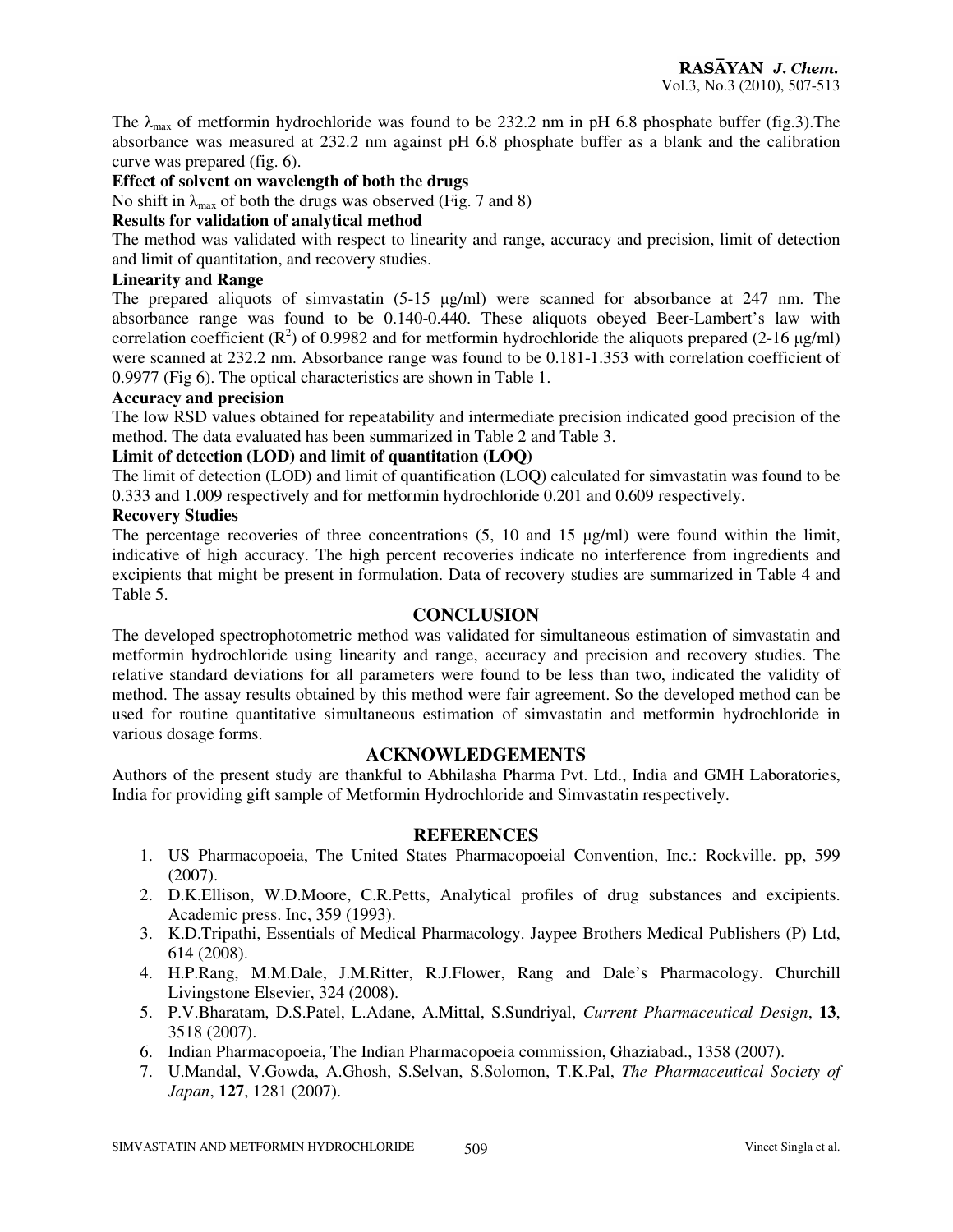The $\lambda_{max}$ of metformin hydrochloride was found to be 232.2 nm in pH 6.8 phosphate buffer (fig.3).The absorbance was measured at 232.2 nm against pH 6.8 phosphate buffer as a blank and the calibration curve was prepared (fig. 6).

**Effect of solvent on wavelength of both the drugs**

No shift in $\lambda_{max}$ of both the drugs was observed (Fig. 7 and 8)

**Results for validation of analytical method**

The method was validated with respect to linearity and range, accuracy and precision, limit of detection and limit of quantitation, and recovery studies.

**Linearity and Range**

The prepared aliquots of simvastatin (5-15 µg/ml) were scanned for absorbance at 247 nm. The absorbance range was found to be 0.140-0.440. These aliquots obeyed Beer-Lambert's law with correlation coefficient ($R^2$) of 0.9982 and for metformin hydrochloride the aliquots prepared (2-16 µg/ml) were scanned at 232.2 nm. Absorbance range was found to be 0.181-1.353 with correlation coefficient of 0.9977 (Fig 6). The optical characteristics are shown in Table 1.

**Accuracy and precision**

The low RSD values obtained for repeatability and intermediate precision indicated good precision of the method. The data evaluated has been summarized in Table 2 and Table 3.

**Limit of detection (LOD) and limit of quantitation (LOQ)**

The limit of detection (LOD) and limit of quantification (LOQ) calculated for simvastatin was found to be 0.333 and 1.009 respectively and for metformin hydrochloride 0.201 and 0.609 respectively.

**Recovery Studies**

The percentage recoveries of three concentrations (5, 10 and 15 µg/ml) were found within the limit, indicative of high accuracy. The high percent recoveries indicate no interference from ingredients and excipients that might be present in formulation. Data of recovery studies are summarized in Table 4 and Table 5.

## CONCLUSION

The developed spectrophotometric method was validated for simultaneous estimation of simvastatin and metformin hydrochloride using linearity and range, accuracy and precision and recovery studies. The relative standard deviations for all parameters were found to be less than two, indicated the validity of method. The assay results obtained by this method were fair agreement. So the developed method can be used for routine quantitative simultaneous estimation of simvastatin and metformin hydrochloride in various dosage forms.

## ACKNOWLEDGEMENTS

Authors of the present study are thankful to Abhilasha Pharma Pvt. Ltd., India and GMH Laboratories, India for providing gift sample of Metformin Hydrochloride and Simvastatin respectively.

## REFERENCES

1. US Pharmacopoeia, The United States Pharmacopoeial Convention, Inc.: Rockville. pp, 599 (2007).
2. D.K.Ellison, W.D.Moore, C.R.Petts, Analytical profiles of drug substances and excipients. Academic press. Inc, 359 (1993).
3. K.D.Tripathi, Essentials of Medical Pharmacology. Jaypee Brothers Medical Publishers (P) Ltd, 614 (2008).
4. H.P.Rang, M.M.Dale, J.M.Ritter, R.J.Flower, Rang and Dale's Pharmacology. Churchill Livingstone Elsevier, 324 (2008).
5. P.V.Bharatam, D.S.Patel, L.Adane, A.Mittal, S.Sundriyal, *Current Pharmaceutical Design*, **13**, 3518 (2007).
6. Indian Pharmacopoeia, The Indian Pharmacopoeia commission, Ghaziabad., 1358 (2007).
7. U.Mandal, V.Gowda, A.Ghosh, S.Selvan, S.Solomon, T.K.Pal, *The Pharmaceutical Society of Japan*, **127**, 1281 (2007).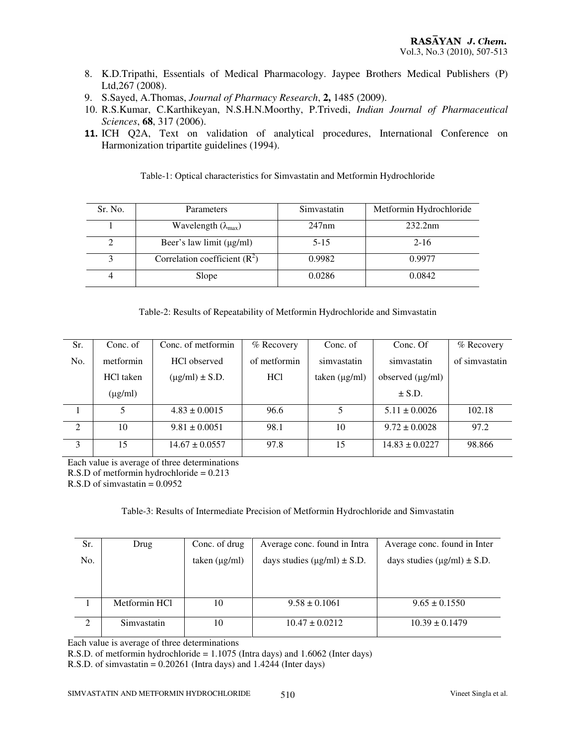8. K.D.Tripathi, Essentials of Medical Pharmacology. Jaypee Brothers Medical Publishers (P) Ltd,267 (2008).
9. S.Sayed, A.Thomas, *Journal of Pharmacy Research*, **2,** 1485 (2009).
10. R.S.Kumar, C.Karthikeyan, N.S.H.N.Moorthy, P.Trivedi, *Indian Journal of Pharmaceutical Sciences*, **68**, 317 (2006).
11. ICH Q2A, Text on validation of analytical procedures, International Conference on Harmonization tripartite guidelines (1994).

Table-1: Optical characteristics for Simvastatin and Metformin Hydrochloride

| Sr. No. | Parameters | Simvastatin | Metformin Hydrochloride |
|---|---|---|---|
| 1 | Wavelength ($\lambda_{max}$) | 247nm | 232.2nm |
| 2 | Beer's law limit (μg/ml) | 5-15 | 2-16 |
| 3 | Correlation coefficient ($R^2$) | 0.9982 | 0.9977 |
| 4 | Slope | 0.0286 | 0.0842 |

Table-2: Results of Repeatability of Metformin Hydrochloride and Simvastatin

| Sr. No. | Conc. of metformin HCl taken (μg/ml) | Conc. of metformin HCl observed (μg/ml) ± S.D. | % Recovery of metformin HCl | Conc. of simvastatin taken (μg/ml) | Conc. Of simvastatin observed (μg/ml) ± S.D. | % Recovery of simvastatin |
|---|---|---|---|---|---|---|
| 1 | 5 | 4.83 ± 0.0015 | 96.6 | 5 | 5.11 ± 0.0026 | 102.18 |
| 2 | 10 | 9.81 ± 0.0051 | 98.1 | 10 | 9.72 ± 0.0028 | 97.2 |
| 3 | 15 | 14.67 ± 0.0557 | 97.8 | 15 | 14.83 ± 0.0227 | 98.866 |

Each value is average of three determinations
R.S.D of metformin hydrochloride = 0.213
R.S.D of simvastatin = 0.0952

Table-3: Results of Intermediate Precision of Metformin Hydrochloride and Simvastatin

| Sr. No. | Drug | Conc. of drug taken (μg/ml) | Average conc. found in Intra days studies (μg/ml) ± S.D. | Average conc. found in Inter days studies (μg/ml) ± S.D. |
|---|---|---|---|---|
| 1 | Metformin HCl | 10 | 9.58 ± 0.1061 | 9.65 ± 0.1550 |
| 2 | Simvastatin | 10 | 10.47 ± 0.0212 | 10.39 ± 0.1479 |

Each value is average of three determinations
R.S.D. of metformin hydrochloride = 1.1075 (Intra days) and 1.6062 (Inter days)
R.S.D. of simvastatin = 0.20261 (Intra days) and 1.4244 (Inter days)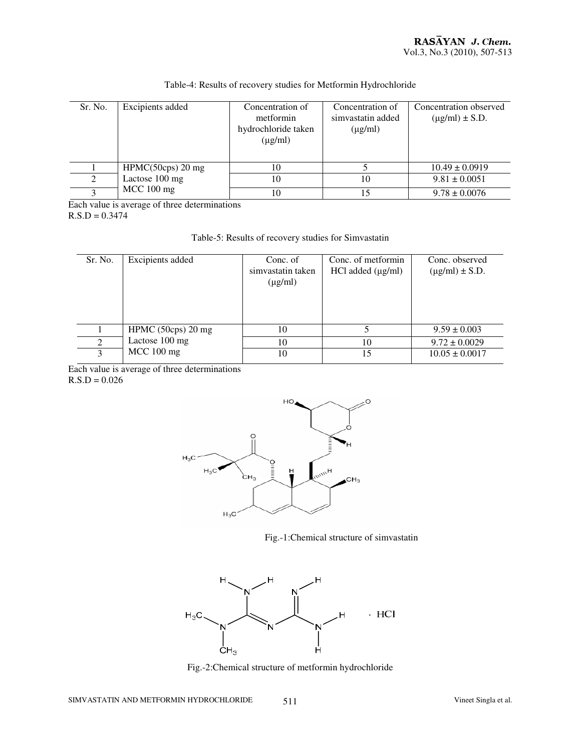Table-4: Results of recovery studies for Metformin Hydrochloride

| Sr. No. | Excipients added | Concentration of metformin hydrochloride taken (μg/ml) | Concentration of simvastatin added (μg/ml) | Concentration observed (μg/ml) ± S.D. |
|---|---|---|---|---|
| 1 | HPMC(50cps) 20 mg | 10 | 5 | 10.49 ± 0.0919 |
| 2 | Lactose 100 mg | 10 | 10 | 9.81 ± 0.0051 |
| 3 | MCC 100 mg | 10 | 15 | 9.78 ± 0.0076 |

Each value is average of three determinations
R.S.D = 0.3474

Table-5: Results of recovery studies for Simvastatin

| Sr. No. | Excipients added | Conc. of simvastatin taken (μg/ml) | Conc. of metformin HCl added (μg/ml) | Conc. observed (μg/ml) ± S.D. |
|---|---|---|---|---|
| 1 | HPMC (50cps) 20 mg | 10 | 5 | 9.59 ± 0.003 |
| 2 | Lactose 100 mg | 10 | 10 | 9.72 ± 0.0029 |
| 3 | MCC 100 mg | 10 | 15 | 10.05 ± 0.0017 |

Each value is average of three determinations
R.S.D = 0.026

Fig.-1:Chemical structure of simvastatin

Fig.-2:Chemical structure of metformin hydrochloride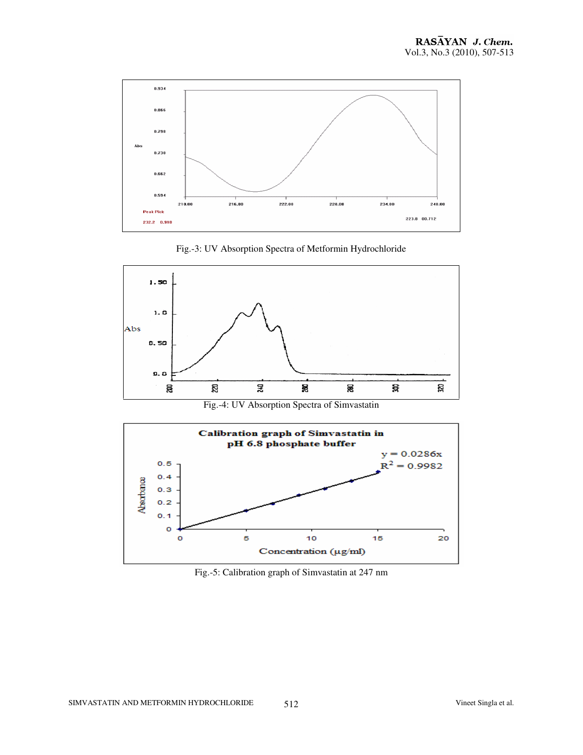Fig.-3: UV Absorption Spectra of Metformin Hydrochloride

Fig.-4: UV Absorption Spectra of Simvastatin

Fig.-5: Calibration graph of Simvastatin at 247 nm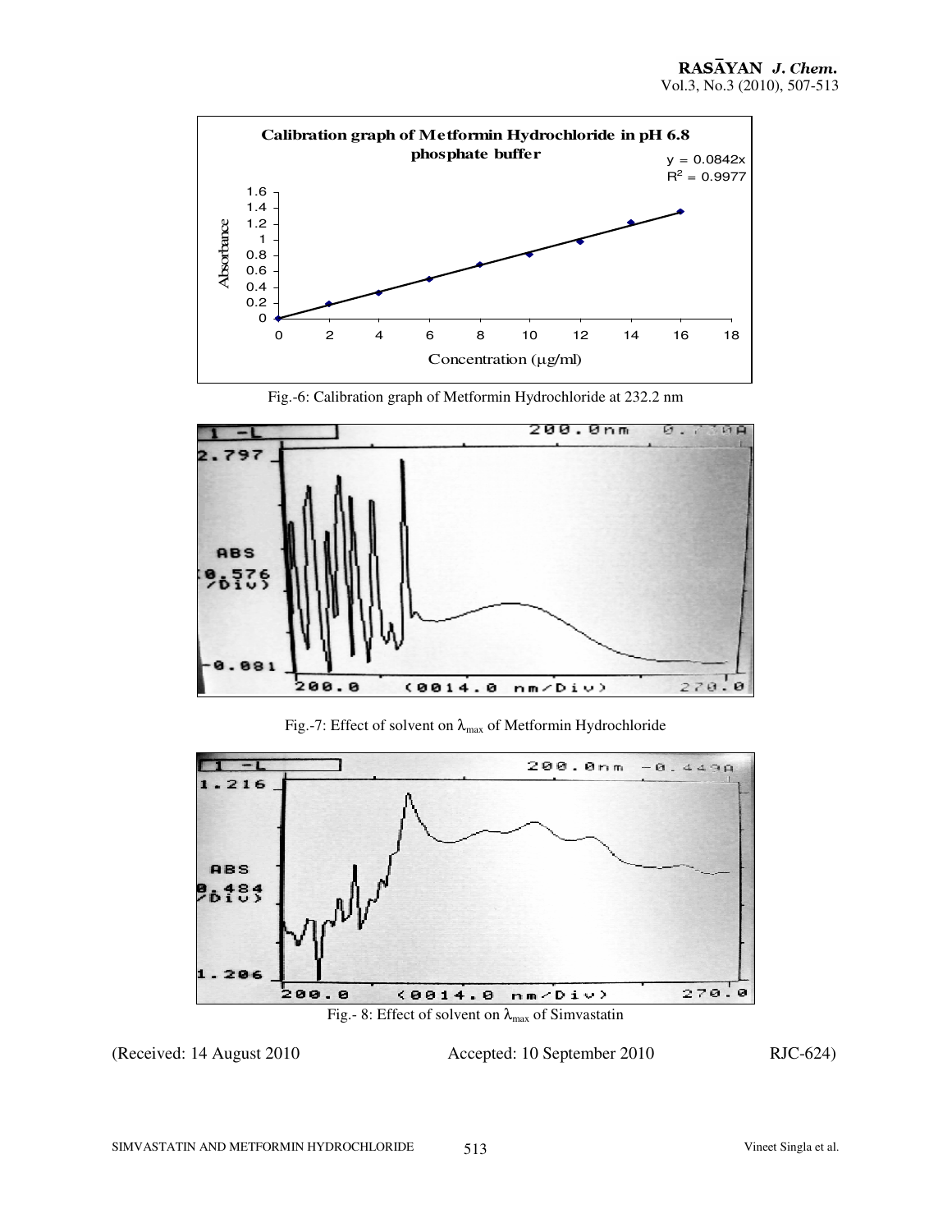Calibration graph of Metformin Hydrochloride in pH 6.8 phosphate buffer

y = 0.0842x
$R^2$ = 0.9977

Absorbance

1.6
1.4
1.2
1
0.8
0.6
0.4
0.2
0

0 2 4 6 8 10 12 14 16 18

Concentration (μg/ml)

Fig.-6: Calibration graph of Metformin Hydrochloride at 232.2 nm

1 -L
200.0nm
2.797
ABS
(0.576 /Div)
-0.081
200.0 (0014.0 nm/Div) 270.0

Fig.-7: Effect of solvent on $\lambda_{max}$ of Metformin Hydrochloride

1 -L
200.0nm -0.449A
1.216
ABS
0.484 /Div)
1.206
200.0 (0014.0 nm/Div) 270.0

Fig.- 8: Effect of solvent on $\lambda_{max}$ of Simvastatin

(Received: 14 August 2010 Accepted: 10 September 2010 RJC-624)